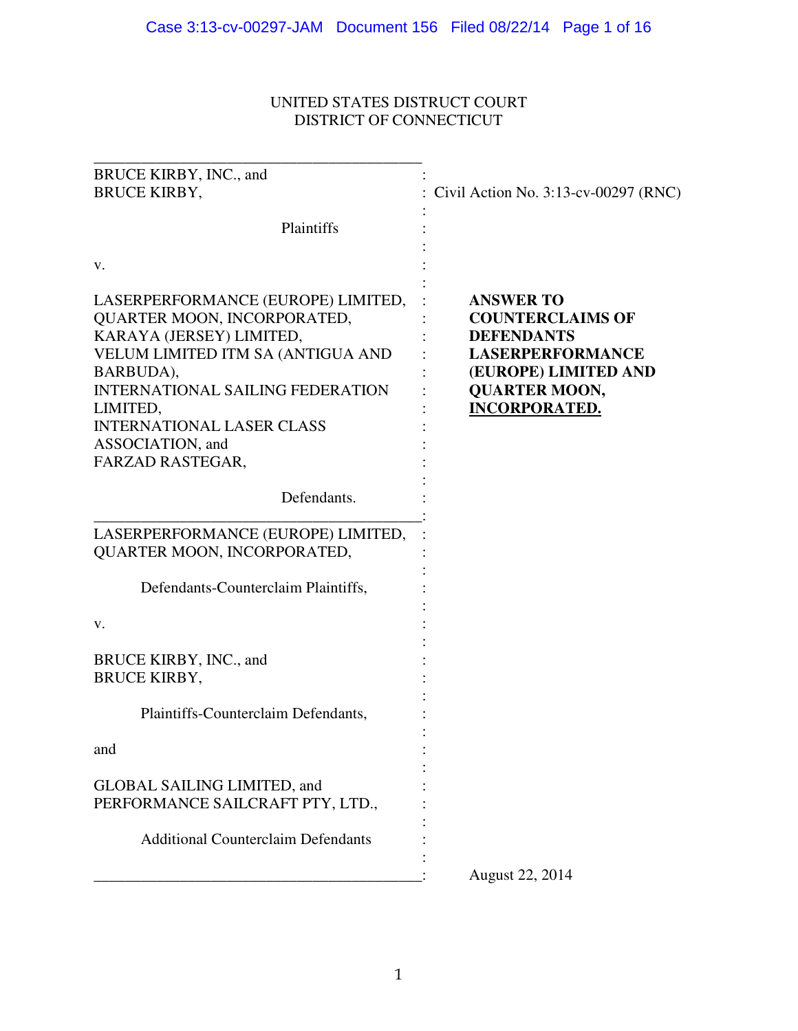UNITED STATES DISTRICT COURT
DISTRICT OF CONNECTICUT

BRUCE KIRBY, INC., and
BRUCE KIRBY,

Plaintiffs

v.

LASERPERFORMANCE (EUROPE) LIMITED,
QUARTER MOON, INCORPORATED,
KARAYA (JERSEY) LIMITED,
VELUM LIMITED ITM SA (ANTIGUA AND BARBUDA),
INTERNATIONAL SAILING FEDERATION LIMITED,
INTERNATIONAL LASER CLASS ASSOCIATION, and
FARZAD RASTEGAR,

Defendants.

LASERPERFORMANCE (EUROPE) LIMITED,
QUARTER MOON, INCORPORATED,

Defendants-Counterclaim Plaintiffs,

v.

BRUCE KIRBY, INC., and
BRUCE KIRBY,

Plaintiffs-Counterclaim Defendants,

and

GLOBAL SAILING LIMITED, and
PERFORMANCE SAILCRAFT PTY, LTD.,

Additional Counterclaim Defendants

Civil Action No. 3:13-cv-00297 (RNC)

**ANSWER TO COUNTERCLAIMS OF DEFENDANTS LASERPERFORMANCE (EUROPE) LIMITED AND QUARTER MOON, INCORPORATED.**

August 22, 2014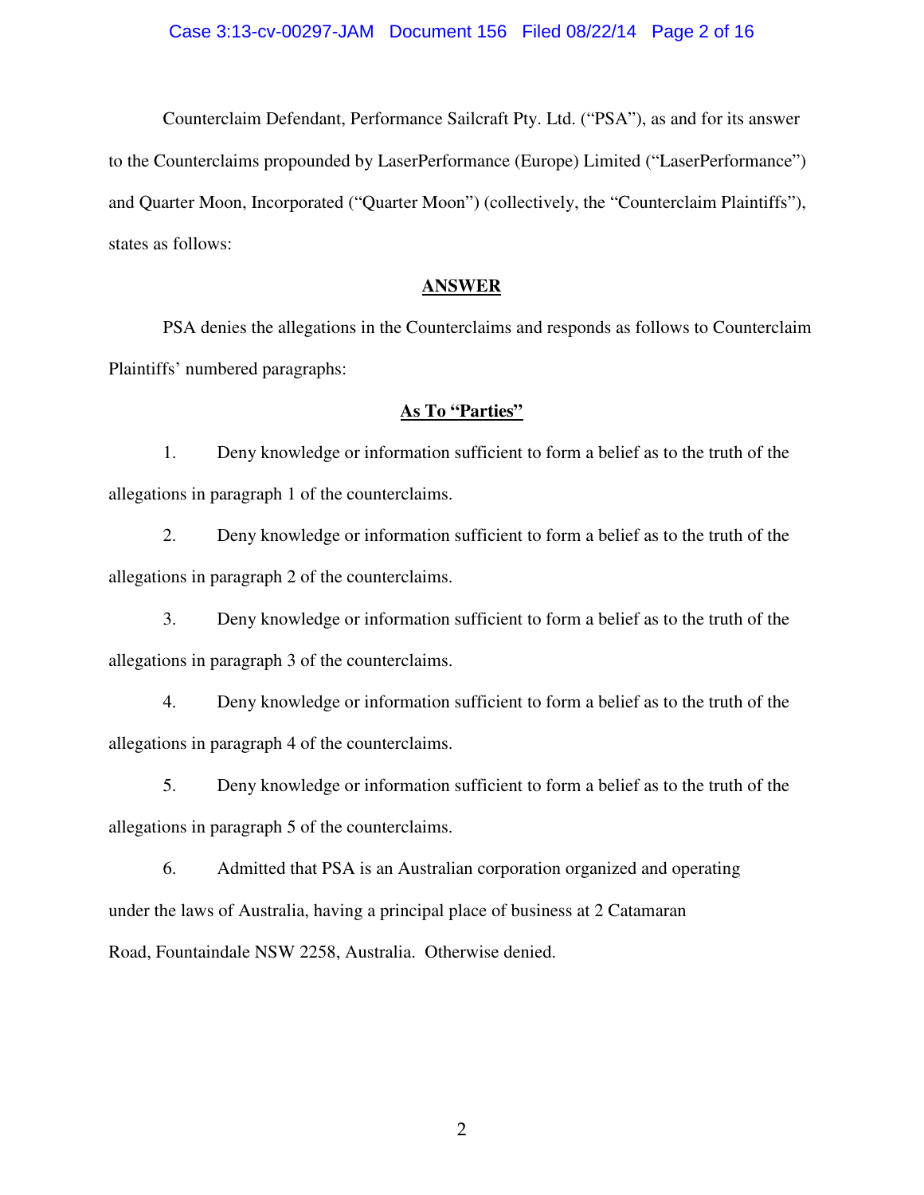Counterclaim Defendant, Performance Sailcraft Pty. Ltd. ("PSA"), as and for its answer to the Counterclaims propounded by LaserPerformance (Europe) Limited ("LaserPerformance") and Quarter Moon, Incorporated ("Quarter Moon") (collectively, the "Counterclaim Plaintiffs"), states as follows:

## ANSWER

PSA denies the allegations in the Counterclaims and responds as follows to Counterclaim Plaintiffs' numbered paragraphs:

### As To "Parties"

1. Deny knowledge or information sufficient to form a belief as to the truth of the allegations in paragraph 1 of the counterclaims.

2. Deny knowledge or information sufficient to form a belief as to the truth of the allegations in paragraph 2 of the counterclaims.

3. Deny knowledge or information sufficient to form a belief as to the truth of the allegations in paragraph 3 of the counterclaims.

4. Deny knowledge or information sufficient to form a belief as to the truth of the allegations in paragraph 4 of the counterclaims.

5. Deny knowledge or information sufficient to form a belief as to the truth of the allegations in paragraph 5 of the counterclaims.

6. Admitted that PSA is an Australian corporation organized and operating under the laws of Australia, having a principal place of business at 2 Catamaran Road, Fountaindale NSW 2258, Australia. Otherwise denied.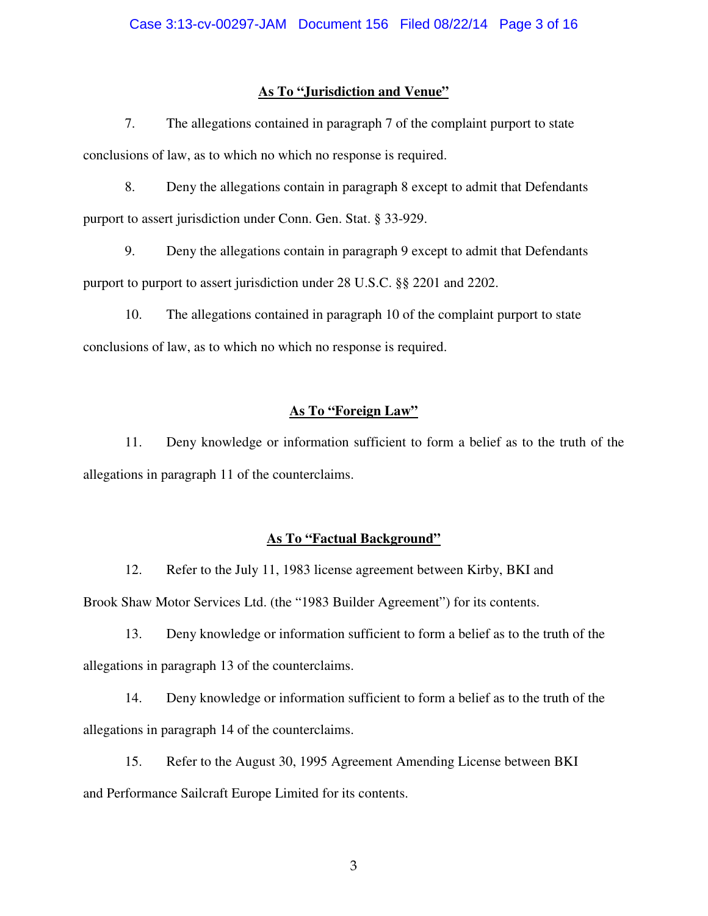**As To "Jurisdiction and Venue"**

7. The allegations contained in paragraph 7 of the complaint purport to state conclusions of law, as to which no which no response is required.

8. Deny the allegations contain in paragraph 8 except to admit that Defendants purport to assert jurisdiction under Conn. Gen. Stat. § 33-929.

9. Deny the allegations contain in paragraph 9 except to admit that Defendants purport to purport to assert jurisdiction under 28 U.S.C. §§ 2201 and 2202.

10. The allegations contained in paragraph 10 of the complaint purport to state conclusions of law, as to which no which no response is required.

**As To "Foreign Law"**

11. Deny knowledge or information sufficient to form a belief as to the truth of the allegations in paragraph 11 of the counterclaims.

**As To "Factual Background"**

12. Refer to the July 11, 1983 license agreement between Kirby, BKI and Brook Shaw Motor Services Ltd. (the "1983 Builder Agreement") for its contents.

13. Deny knowledge or information sufficient to form a belief as to the truth of the allegations in paragraph 13 of the counterclaims.

14. Deny knowledge or information sufficient to form a belief as to the truth of the allegations in paragraph 14 of the counterclaims.

15. Refer to the August 30, 1995 Agreement Amending License between BKI and Performance Sailcraft Europe Limited for its contents.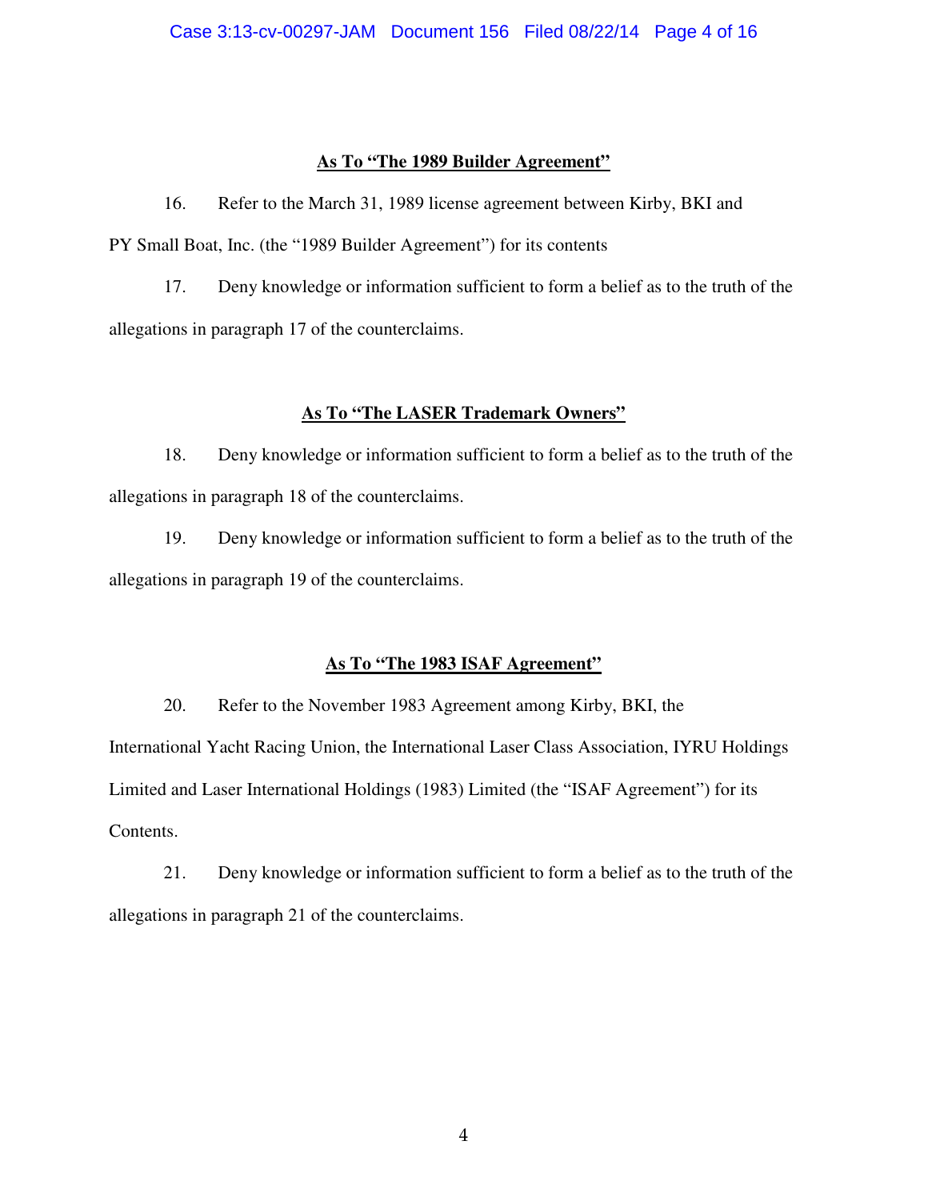**As To "The 1989 Builder Agreement"**

16. Refer to the March 31, 1989 license agreement between Kirby, BKI and PY Small Boat, Inc. (the "1989 Builder Agreement") for its contents

17. Deny knowledge or information sufficient to form a belief as to the truth of the allegations in paragraph 17 of the counterclaims.

**As To "The LASER Trademark Owners"**

18. Deny knowledge or information sufficient to form a belief as to the truth of the allegations in paragraph 18 of the counterclaims.

19. Deny knowledge or information sufficient to form a belief as to the truth of the allegations in paragraph 19 of the counterclaims.

**As To "The 1983 ISAF Agreement"**

20. Refer to the November 1983 Agreement among Kirby, BKI, the International Yacht Racing Union, the International Laser Class Association, IYRU Holdings Limited and Laser International Holdings (1983) Limited (the "ISAF Agreement") for its Contents.

21. Deny knowledge or information sufficient to form a belief as to the truth of the allegations in paragraph 21 of the counterclaims.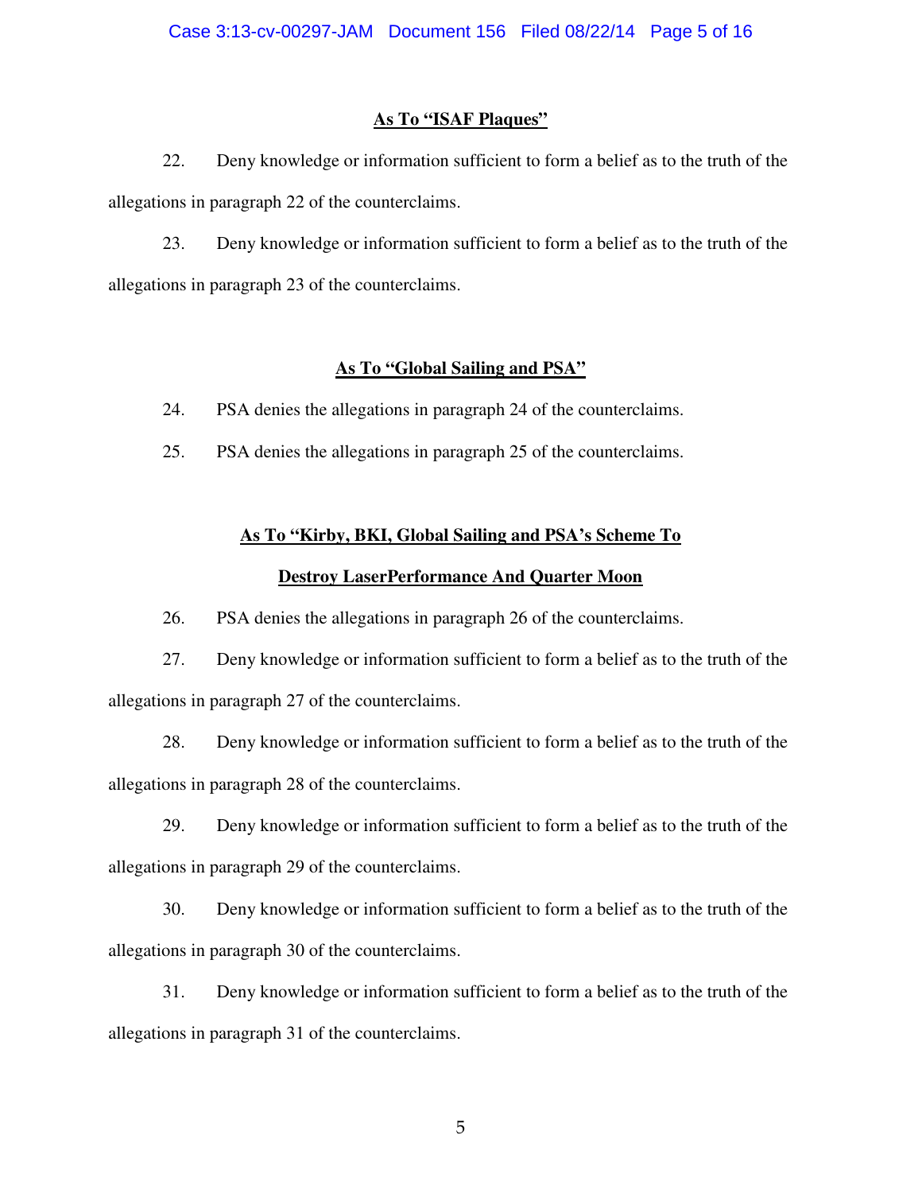**As To "ISAF Plaques"**

22. Deny knowledge or information sufficient to form a belief as to the truth of the allegations in paragraph 22 of the counterclaims.

23. Deny knowledge or information sufficient to form a belief as to the truth of the allegations in paragraph 23 of the counterclaims.

**As To "Global Sailing and PSA"**

24. PSA denies the allegations in paragraph 24 of the counterclaims.

25. PSA denies the allegations in paragraph 25 of the counterclaims.

**As To "Kirby, BKI, Global Sailing and PSA's Scheme To Destroy LaserPerformance And Quarter Moon**

26. PSA denies the allegations in paragraph 26 of the counterclaims.

27. Deny knowledge or information sufficient to form a belief as to the truth of the allegations in paragraph 27 of the counterclaims.

28. Deny knowledge or information sufficient to form a belief as to the truth of the allegations in paragraph 28 of the counterclaims.

29. Deny knowledge or information sufficient to form a belief as to the truth of the allegations in paragraph 29 of the counterclaims.

30. Deny knowledge or information sufficient to form a belief as to the truth of the allegations in paragraph 30 of the counterclaims.

31. Deny knowledge or information sufficient to form a belief as to the truth of the allegations in paragraph 31 of the counterclaims.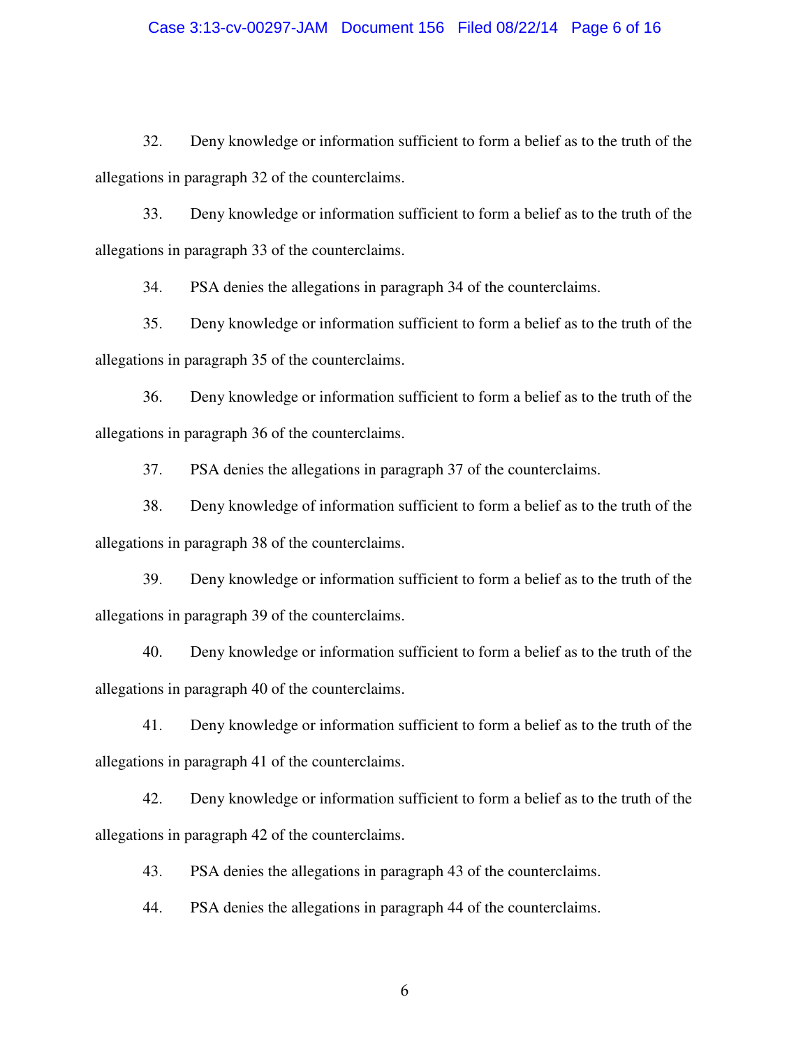32. Deny knowledge or information sufficient to form a belief as to the truth of the allegations in paragraph 32 of the counterclaims.

33. Deny knowledge or information sufficient to form a belief as to the truth of the allegations in paragraph 33 of the counterclaims.

34. PSA denies the allegations in paragraph 34 of the counterclaims.

35. Deny knowledge or information sufficient to form a belief as to the truth of the allegations in paragraph 35 of the counterclaims.

36. Deny knowledge or information sufficient to form a belief as to the truth of the allegations in paragraph 36 of the counterclaims.

37. PSA denies the allegations in paragraph 37 of the counterclaims.

38. Deny knowledge of information sufficient to form a belief as to the truth of the allegations in paragraph 38 of the counterclaims.

39. Deny knowledge or information sufficient to form a belief as to the truth of the allegations in paragraph 39 of the counterclaims.

40. Deny knowledge or information sufficient to form a belief as to the truth of the allegations in paragraph 40 of the counterclaims.

41. Deny knowledge or information sufficient to form a belief as to the truth of the allegations in paragraph 41 of the counterclaims.

42. Deny knowledge or information sufficient to form a belief as to the truth of the allegations in paragraph 42 of the counterclaims.

43. PSA denies the allegations in paragraph 43 of the counterclaims.

44. PSA denies the allegations in paragraph 44 of the counterclaims.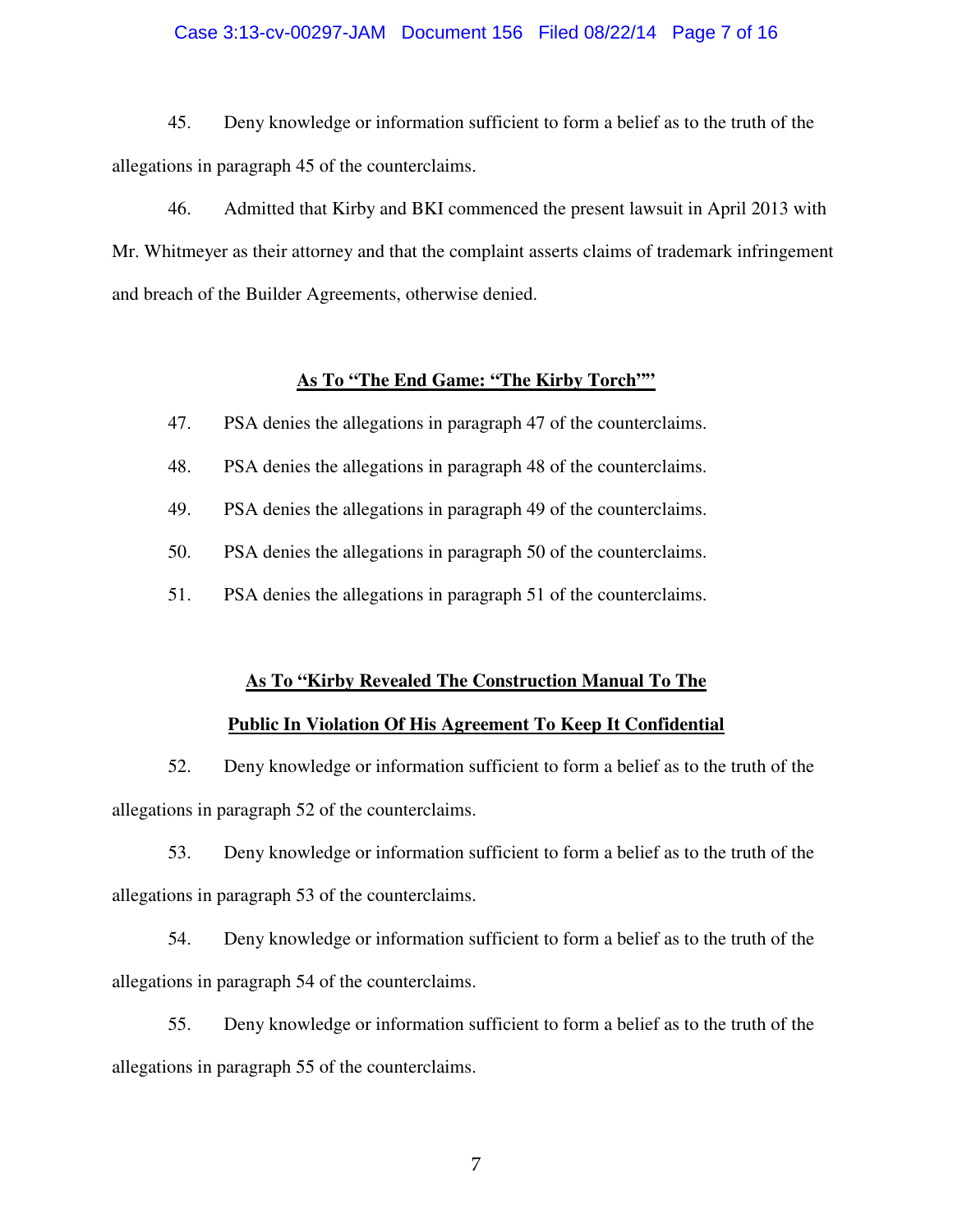45. Deny knowledge or information sufficient to form a belief as to the truth of the allegations in paragraph 45 of the counterclaims.

46. Admitted that Kirby and BKI commenced the present lawsuit in April 2013 with Mr. Whitmeyer as their attorney and that the complaint asserts claims of trademark infringement and breach of the Builder Agreements, otherwise denied.

**As To "The End Game: "The Kirby Torch""**

47. PSA denies the allegations in paragraph 47 of the counterclaims.

48. PSA denies the allegations in paragraph 48 of the counterclaims.

49. PSA denies the allegations in paragraph 49 of the counterclaims.

50. PSA denies the allegations in paragraph 50 of the counterclaims.

51. PSA denies the allegations in paragraph 51 of the counterclaims.

**As To "Kirby Revealed The Construction Manual To The Public In Violation Of His Agreement To Keep It Confidential**

52. Deny knowledge or information sufficient to form a belief as to the truth of the allegations in paragraph 52 of the counterclaims.

53. Deny knowledge or information sufficient to form a belief as to the truth of the allegations in paragraph 53 of the counterclaims.

54. Deny knowledge or information sufficient to form a belief as to the truth of the allegations in paragraph 54 of the counterclaims.

55. Deny knowledge or information sufficient to form a belief as to the truth of the allegations in paragraph 55 of the counterclaims.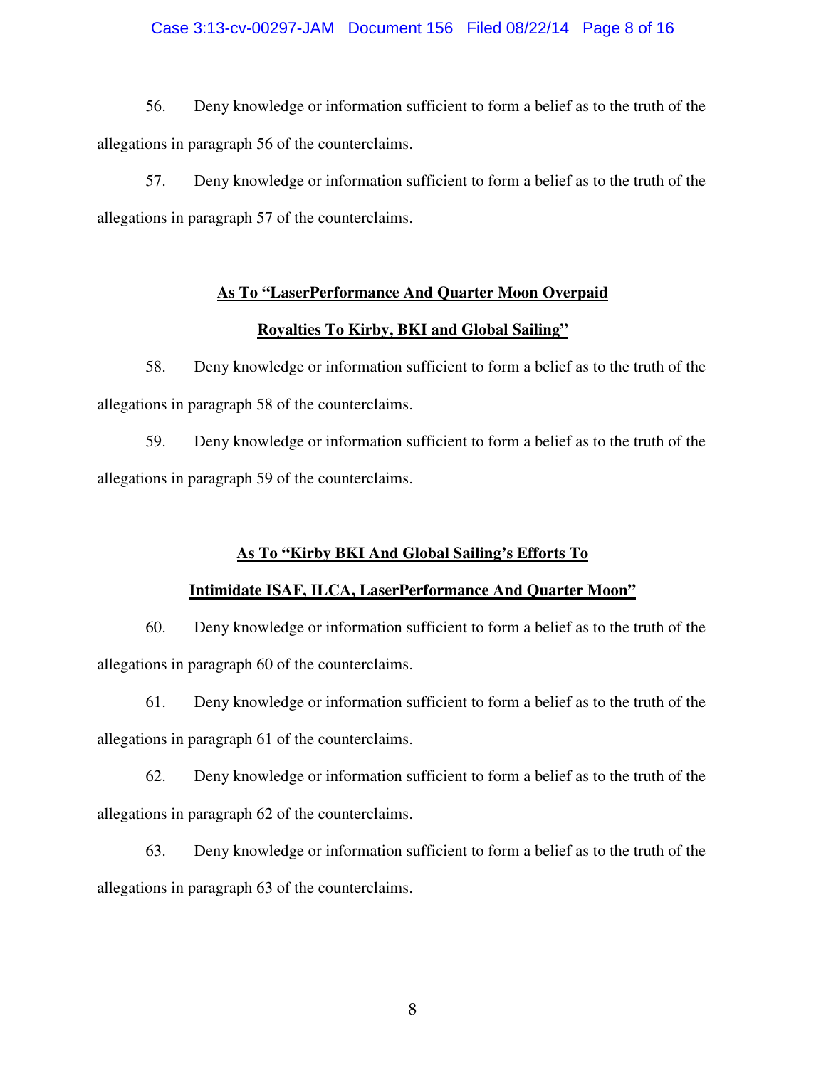56. Deny knowledge or information sufficient to form a belief as to the truth of the allegations in paragraph 56 of the counterclaims.

57. Deny knowledge or information sufficient to form a belief as to the truth of the allegations in paragraph 57 of the counterclaims.

**<u>As To "LaserPerformance And Quarter Moon Overpaid Royalties To Kirby, BKI and Global Sailing"</u>**

58. Deny knowledge or information sufficient to form a belief as to the truth of the allegations in paragraph 58 of the counterclaims.

59. Deny knowledge or information sufficient to form a belief as to the truth of the allegations in paragraph 59 of the counterclaims.

**<u>As To "Kirby BKI And Global Sailing's Efforts To Intimidate ISAF, ILCA, LaserPerformance And Quarter Moon"</u>**

60. Deny knowledge or information sufficient to form a belief as to the truth of the allegations in paragraph 60 of the counterclaims.

61. Deny knowledge or information sufficient to form a belief as to the truth of the allegations in paragraph 61 of the counterclaims.

62. Deny knowledge or information sufficient to form a belief as to the truth of the allegations in paragraph 62 of the counterclaims.

63. Deny knowledge or information sufficient to form a belief as to the truth of the allegations in paragraph 63 of the counterclaims.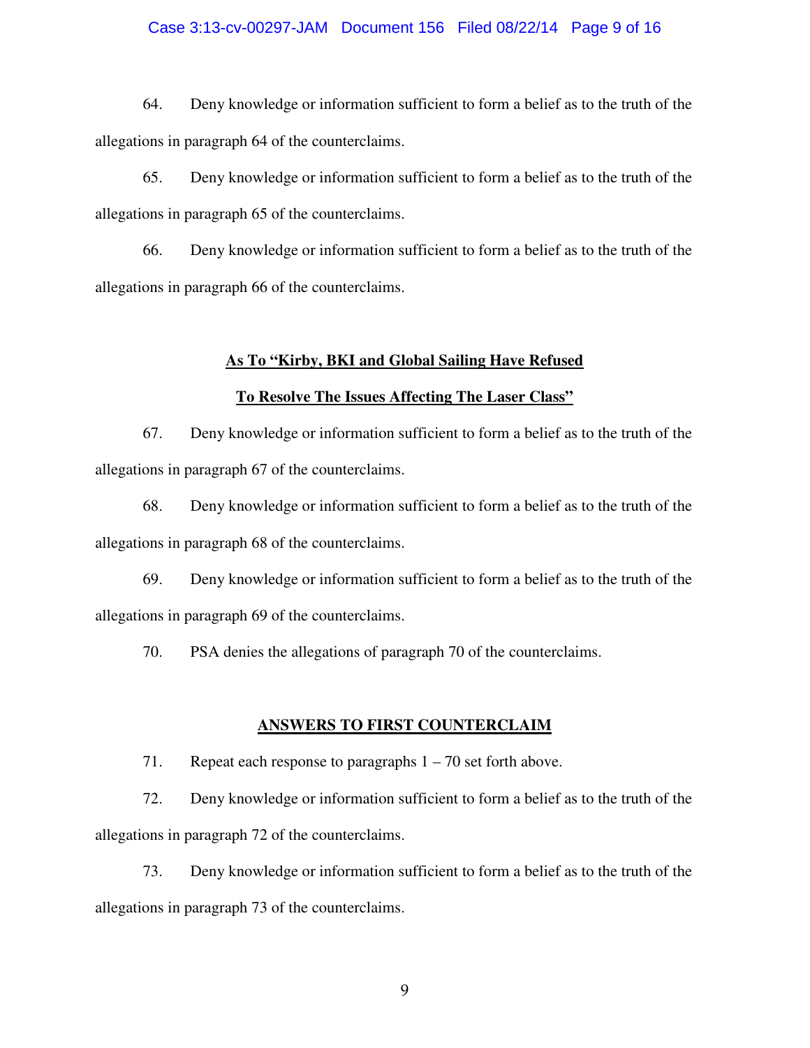64. Deny knowledge or information sufficient to form a belief as to the truth of the allegations in paragraph 64 of the counterclaims.

65. Deny knowledge or information sufficient to form a belief as to the truth of the allegations in paragraph 65 of the counterclaims.

66. Deny knowledge or information sufficient to form a belief as to the truth of the allegations in paragraph 66 of the counterclaims.

**As To "Kirby, BKI and Global Sailing Have Refused To Resolve The Issues Affecting The Laser Class"**

67. Deny knowledge or information sufficient to form a belief as to the truth of the allegations in paragraph 67 of the counterclaims.

68. Deny knowledge or information sufficient to form a belief as to the truth of the allegations in paragraph 68 of the counterclaims.

69. Deny knowledge or information sufficient to form a belief as to the truth of the allegations in paragraph 69 of the counterclaims.

70. PSA denies the allegations of paragraph 70 of the counterclaims.

**ANSWERS TO FIRST COUNTERCLAIM**

71. Repeat each response to paragraphs 1 – 70 set forth above.

72. Deny knowledge or information sufficient to form a belief as to the truth of the allegations in paragraph 72 of the counterclaims.

73. Deny knowledge or information sufficient to form a belief as to the truth of the allegations in paragraph 73 of the counterclaims.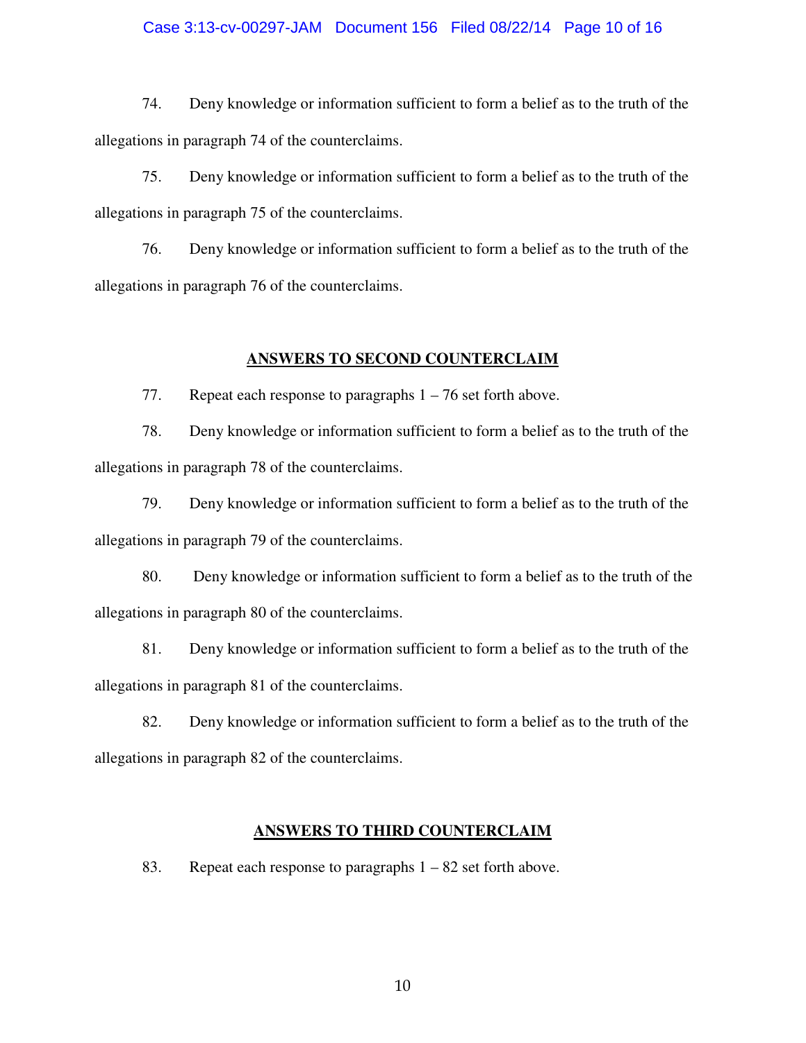74. Deny knowledge or information sufficient to form a belief as to the truth of the allegations in paragraph 74 of the counterclaims.

75. Deny knowledge or information sufficient to form a belief as to the truth of the allegations in paragraph 75 of the counterclaims.

76. Deny knowledge or information sufficient to form a belief as to the truth of the allegations in paragraph 76 of the counterclaims.

## ANSWERS TO SECOND COUNTERCLAIM

77. Repeat each response to paragraphs 1 – 76 set forth above.

78. Deny knowledge or information sufficient to form a belief as to the truth of the allegations in paragraph 78 of the counterclaims.

79. Deny knowledge or information sufficient to form a belief as to the truth of the allegations in paragraph 79 of the counterclaims.

80. Deny knowledge or information sufficient to form a belief as to the truth of the allegations in paragraph 80 of the counterclaims.

81. Deny knowledge or information sufficient to form a belief as to the truth of the allegations in paragraph 81 of the counterclaims.

82. Deny knowledge or information sufficient to form a belief as to the truth of the allegations in paragraph 82 of the counterclaims.

## ANSWERS TO THIRD COUNTERCLAIM

83. Repeat each response to paragraphs 1 – 82 set forth above.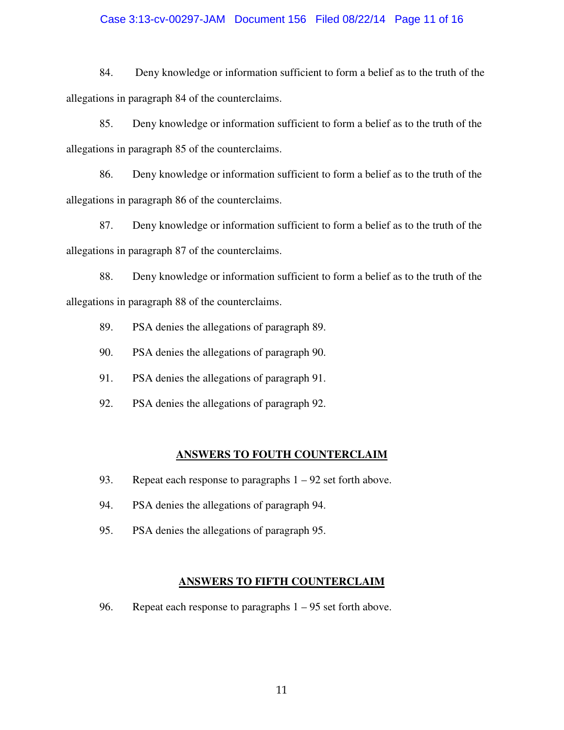84. Deny knowledge or information sufficient to form a belief as to the truth of the allegations in paragraph 84 of the counterclaims.

85. Deny knowledge or information sufficient to form a belief as to the truth of the allegations in paragraph 85 of the counterclaims.

86. Deny knowledge or information sufficient to form a belief as to the truth of the allegations in paragraph 86 of the counterclaims.

87. Deny knowledge or information sufficient to form a belief as to the truth of the allegations in paragraph 87 of the counterclaims.

88. Deny knowledge or information sufficient to form a belief as to the truth of the allegations in paragraph 88 of the counterclaims.

89. PSA denies the allegations of paragraph 89.

90. PSA denies the allegations of paragraph 90.

91. PSA denies the allegations of paragraph 91.

92. PSA denies the allegations of paragraph 92.

## ANSWERS TO FOUTH COUNTERCLAIM

93. Repeat each response to paragraphs 1 – 92 set forth above.

94. PSA denies the allegations of paragraph 94.

95. PSA denies the allegations of paragraph 95.

## ANSWERS TO FIFTH COUNTERCLAIM

96. Repeat each response to paragraphs 1 – 95 set forth above.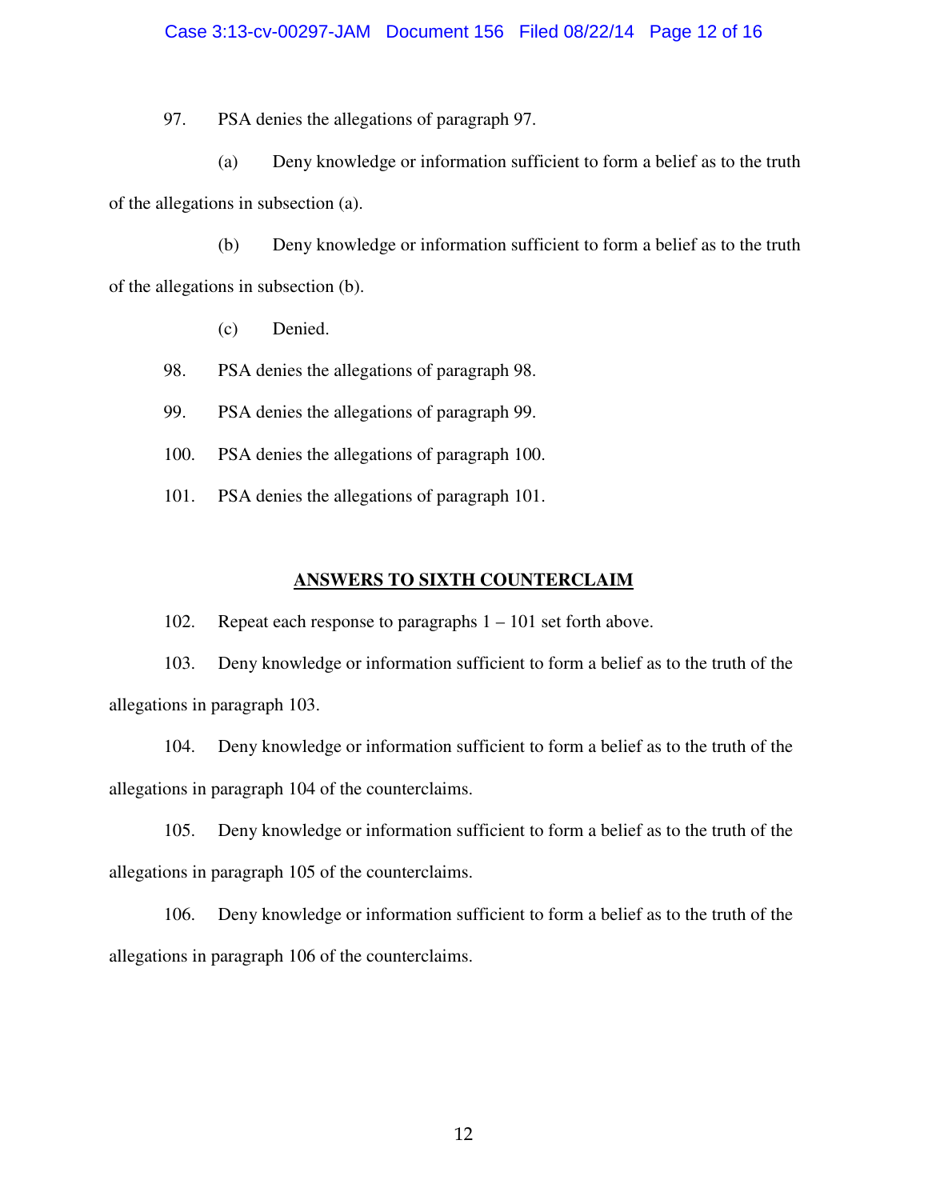97. PSA denies the allegations of paragraph 97.

(a) Deny knowledge or information sufficient to form a belief as to the truth of the allegations in subsection (a).

(b) Deny knowledge or information sufficient to form a belief as to the truth of the allegations in subsection (b).

(c) Denied.

98. PSA denies the allegations of paragraph 98.

99. PSA denies the allegations of paragraph 99.

100. PSA denies the allegations of paragraph 100.

101. PSA denies the allegations of paragraph 101.

## ANSWERS TO SIXTH COUNTERCLAIM

102. Repeat each response to paragraphs 1 – 101 set forth above.

103. Deny knowledge or information sufficient to form a belief as to the truth of the allegations in paragraph 103.

104. Deny knowledge or information sufficient to form a belief as to the truth of the allegations in paragraph 104 of the counterclaims.

105. Deny knowledge or information sufficient to form a belief as to the truth of the allegations in paragraph 105 of the counterclaims.

106. Deny knowledge or information sufficient to form a belief as to the truth of the allegations in paragraph 106 of the counterclaims.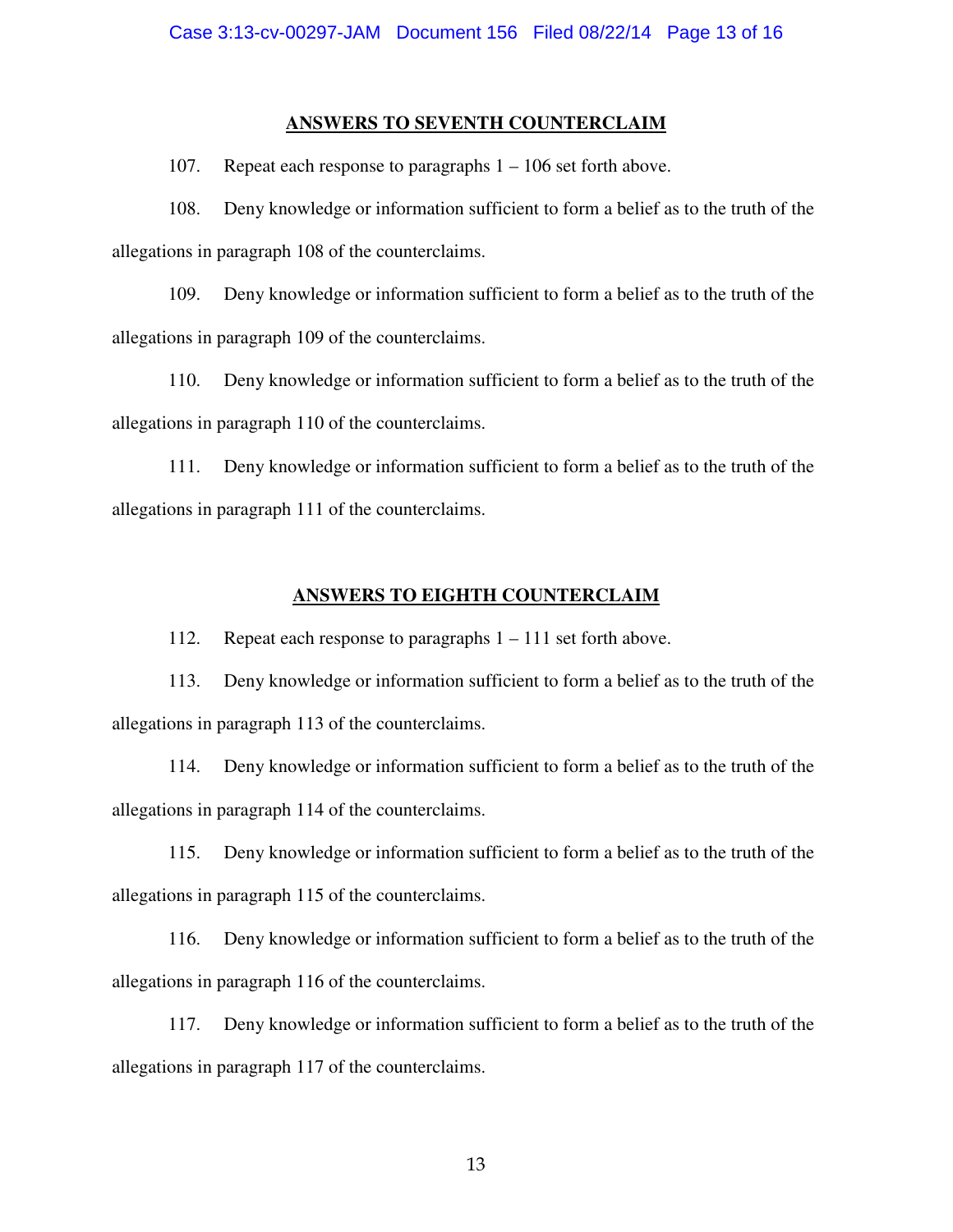## ANSWERS TO SEVENTH COUNTERCLAIM

107. Repeat each response to paragraphs 1 – 106 set forth above.

108. Deny knowledge or information sufficient to form a belief as to the truth of the allegations in paragraph 108 of the counterclaims.

109. Deny knowledge or information sufficient to form a belief as to the truth of the allegations in paragraph 109 of the counterclaims.

110. Deny knowledge or information sufficient to form a belief as to the truth of the allegations in paragraph 110 of the counterclaims.

111. Deny knowledge or information sufficient to form a belief as to the truth of the allegations in paragraph 111 of the counterclaims.

## ANSWERS TO EIGHTH COUNTERCLAIM

112. Repeat each response to paragraphs 1 – 111 set forth above.

113. Deny knowledge or information sufficient to form a belief as to the truth of the allegations in paragraph 113 of the counterclaims.

114. Deny knowledge or information sufficient to form a belief as to the truth of the allegations in paragraph 114 of the counterclaims.

115. Deny knowledge or information sufficient to form a belief as to the truth of the allegations in paragraph 115 of the counterclaims.

116. Deny knowledge or information sufficient to form a belief as to the truth of the allegations in paragraph 116 of the counterclaims.

117. Deny knowledge or information sufficient to form a belief as to the truth of the allegations in paragraph 117 of the counterclaims.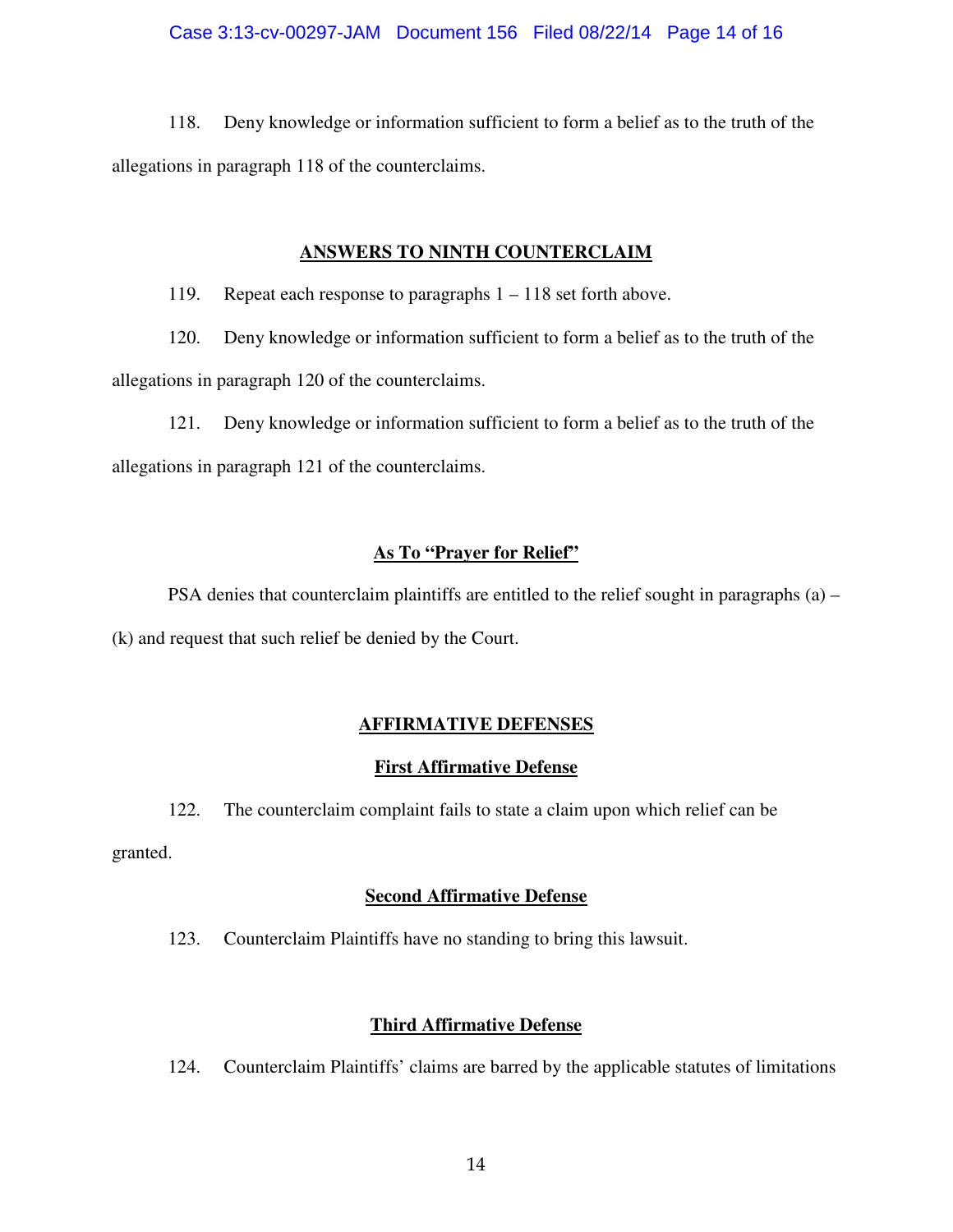118. Deny knowledge or information sufficient to form a belief as to the truth of the allegations in paragraph 118 of the counterclaims.

## ANSWERS TO NINTH COUNTERCLAIM

119. Repeat each response to paragraphs 1 – 118 set forth above.

120. Deny knowledge or information sufficient to form a belief as to the truth of the allegations in paragraph 120 of the counterclaims.

121. Deny knowledge or information sufficient to form a belief as to the truth of the allegations in paragraph 121 of the counterclaims.

## As To "Prayer for Relief"

PSA denies that counterclaim plaintiffs are entitled to the relief sought in paragraphs (a) – (k) and request that such relief be denied by the Court.

## AFFIRMATIVE DEFENSES

### First Affirmative Defense

122. The counterclaim complaint fails to state a claim upon which relief can be granted.

### Second Affirmative Defense

123. Counterclaim Plaintiffs have no standing to bring this lawsuit.

### Third Affirmative Defense

124. Counterclaim Plaintiffs' claims are barred by the applicable statutes of limitations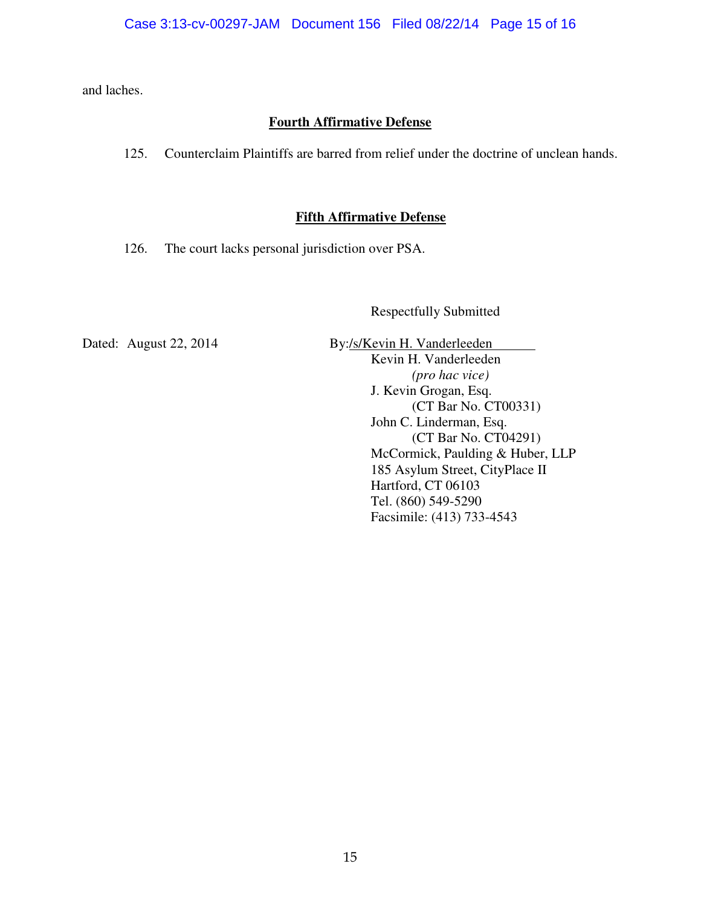and laches.

**Fourth Affirmative Defense**

125. Counterclaim Plaintiffs are barred from relief under the doctrine of unclean hands.

**Fifth Affirmative Defense**

126. The court lacks personal jurisdiction over PSA.

Respectfully Submitted

Dated: August 22, 2014

By:/s/Kevin H. Vanderleeden
Kevin H. Vanderleeden
*(pro hac vice)*
J. Kevin Grogan, Esq.
(CT Bar No. CT00331)
John C. Linderman, Esq.
(CT Bar No. CT04291)
McCormick, Paulding & Huber, LLP
185 Asylum Street, CityPlace II
Hartford, CT 06103
Tel. (860) 549-5290
Facsimile: (413) 733-4543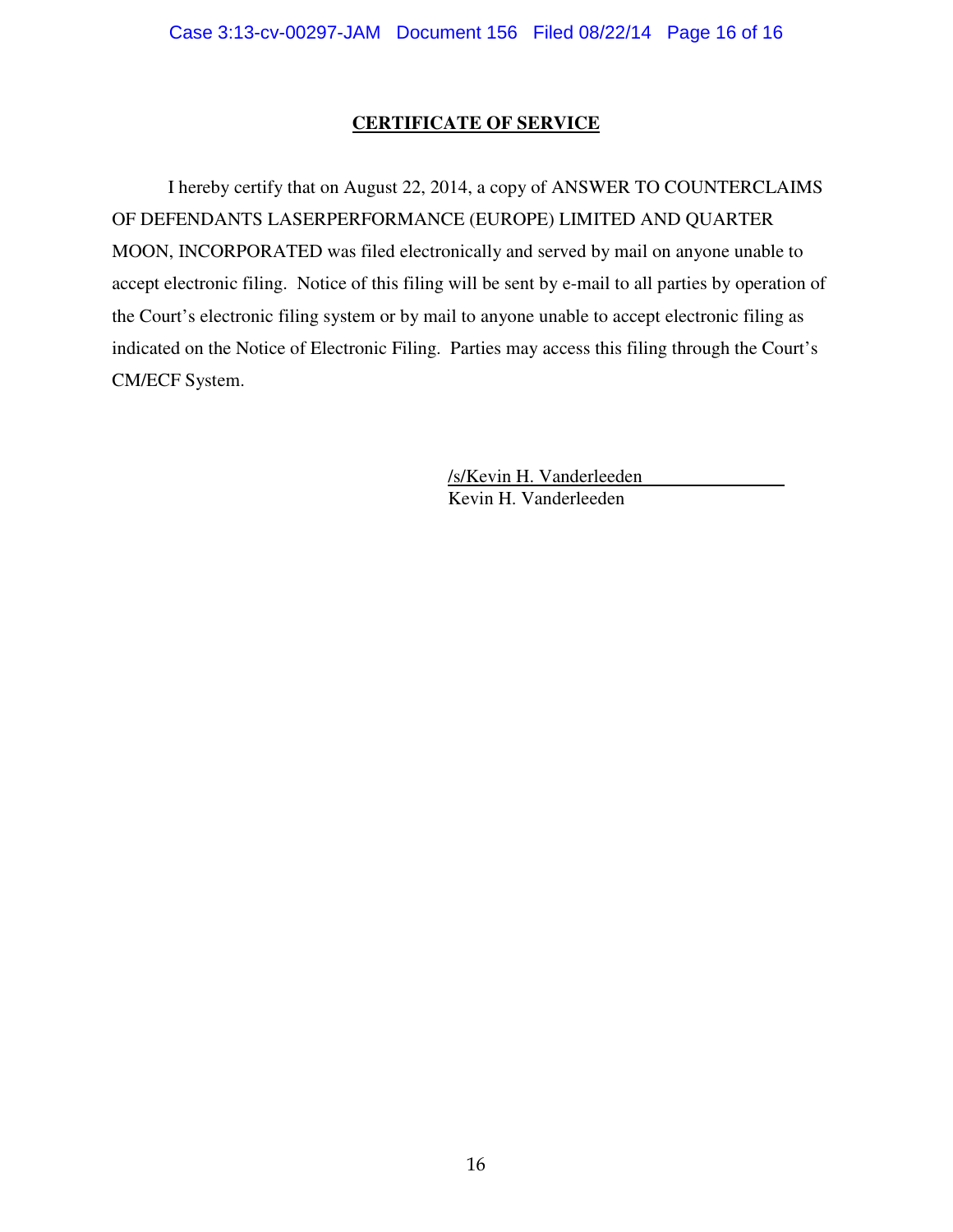**CERTIFICATE OF SERVICE**

I hereby certify that on August 22, 2014, a copy of ANSWER TO COUNTERCLAIMS OF DEFENDANTS LASERPERFORMANCE (EUROPE) LIMITED AND QUARTER MOON, INCORPORATED was filed electronically and served by mail on anyone unable to accept electronic filing. Notice of this filing will be sent by e-mail to all parties by operation of the Court's electronic filing system or by mail to anyone unable to accept electronic filing as indicated on the Notice of Electronic Filing. Parties may access this filing through the Court's CM/ECF System.

/s/Kevin H. Vanderleeden
Kevin H. Vanderleeden